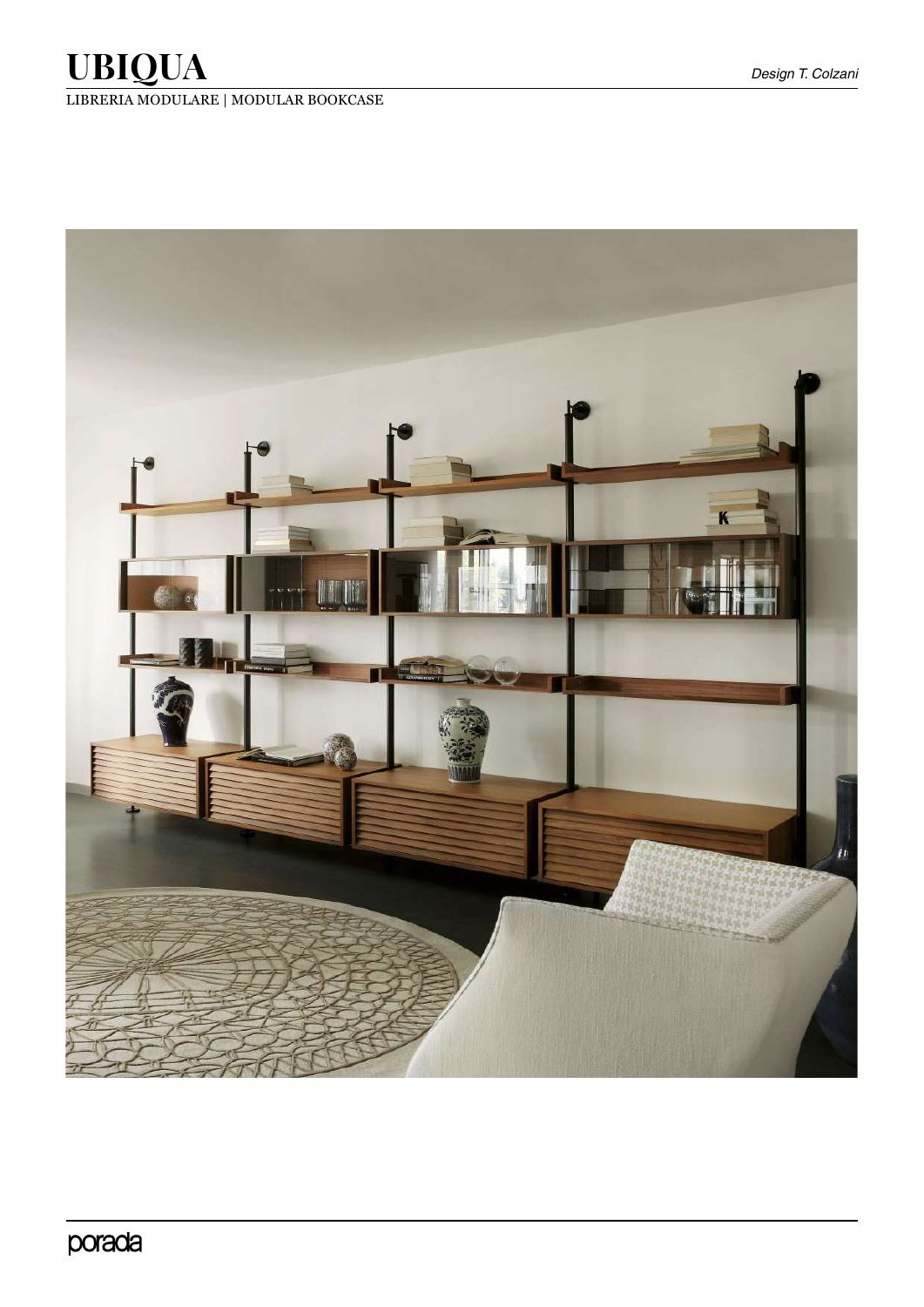# UBIQUA

*Design T. Colzani*

LIBRERIA MODULARE | MODULAR BOOKCASE

porada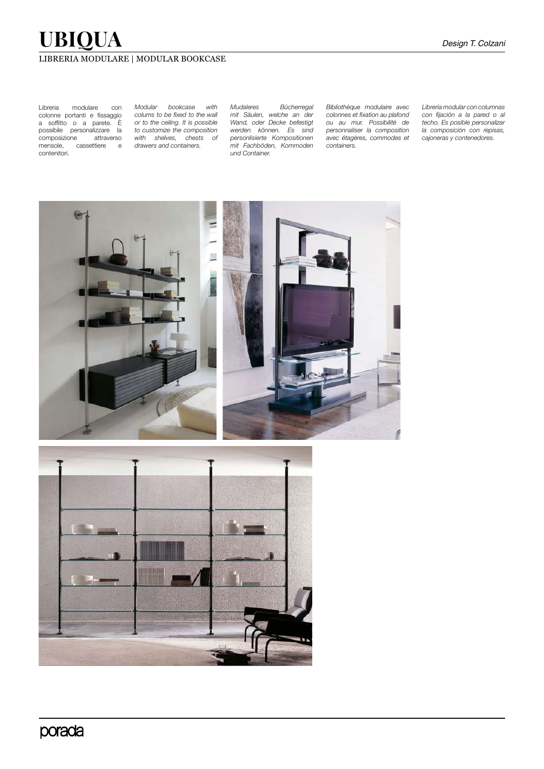# UBIQUA

Design T. Colzani

LIBRERIA MODULARE | MODULAR BOOKCASE

Libreria modulare con colonne portanti e fissaggio a soffitto o a parete. È possibile personalizzare la composizione attraverso mensole, cassettiere e contenitori.

*Modular bookcase with colums to be fixed to the wall or to the ceiling. It is possible to customize the composition with shelves, chests of drawers and containers.*

*Mudaleres Bücherregal mit Säulen, welche an der Wand, oder Decke befestigt werden können. Es sind personlisierte Kompositionen mit Fachböden, Kommoden und Container.*

*Bibliothèque modulaire avec colonnes et fixation au plafond ou au mur. Possibilité de personnaliser la composition avec étagères, commodes et containers.*

*Librería modular con columnas con fijación a la pared o al techo. Es posible personalizar la composición con repisas, cajoneras y contenedores.*

porada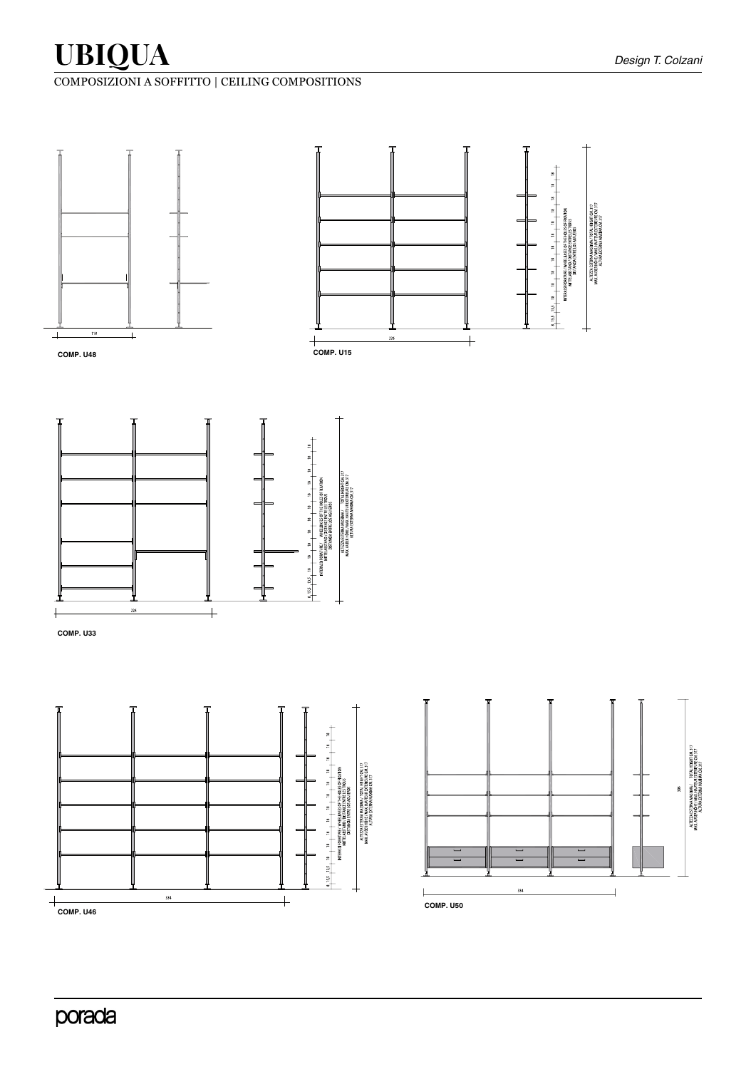# UBIQUA

*Design T. Colzani*

COMPOSIZIONI A SOFFITTO | CEILING COMPOSITIONS

118

**COMP. U48**

226

INTERASSE FORATURE / WHEELBASES OF THE HOLES OF FIXATION
MITTELABSTAND / DISTANCE ENTRE LES TROUS
DISTANCIA ENTRE LOS AGUJEROS

ALTEZZA ESTERNA MASSIMA / TOTAL HEIGHT CM 317
MAX. AUSSENHÖHE / MAX. HAUTEUR EXTERIEURE CM 317
ALTURA EXTERNA MAXIMA CM 317

**COMP. U15**

226

INTERASSE FORATURE / WHEELBASES OF THE HOLES OF FIXATION
MITTELABSTAND / DISTANCE ENTRE LES TROUS
DISTANCIA ENTRE LOS AGUJEROS

ALTEZZA ESTERNA MASSIMA / TOTAL HEIGHT CM 317
MAX. AUSSENHÖHE / MAX. HAUTEUR EXTERIEURE CM 317
ALTURA EXTERNA MAXIMA CM 317

**COMP. U33**

334

INTERASSE FORATURE / WHEELBASES OF THE HOLES OF FIXATION
MITTELABSTAND / DISTANCE ENTRE LES TROUS
DISTANCIA ENTRE LOS AGUJEROS

ALTEZZA ESTERNA MASSIMA / TOTAL HEIGHT CM 317
MAX. AUSSENHÖHE / MAX. HAUTEUR EXTERIEURE CM 317
ALTURA EXTERNA MAXIMA CM 317

**COMP. U46**

334

ALTEZZA ESTERNA MASSIMA / TOTAL HEIGHT CM 317
MAX. AUSSENHÖHE / MAX. HAUTEUR EXTERIEURE CM 317
ALTURA EXTERNA MAXIMA CM 317

**COMP. U50**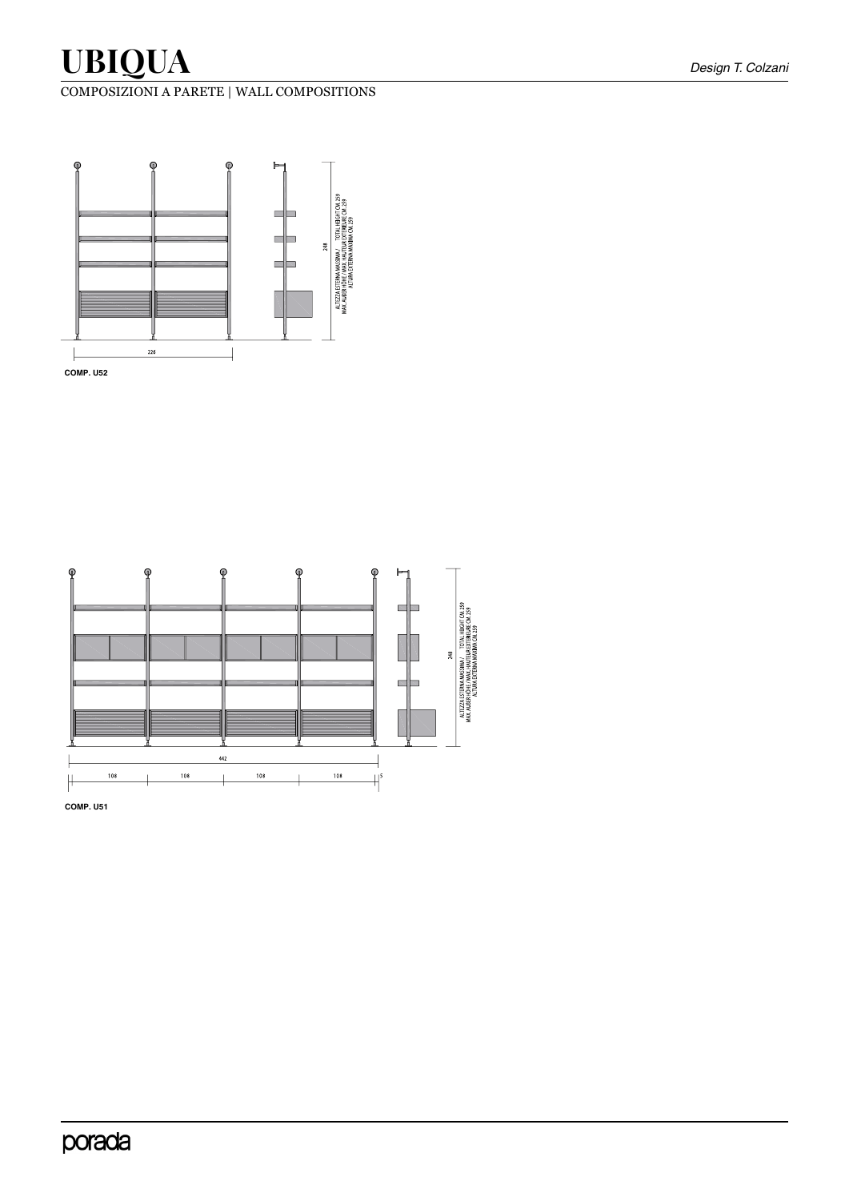# UBIQUA

*Design T. Colzani*

COMPOSIZIONI A PARETE | WALL COMPOSITIONS

248

ALTEZZA ESTERNA MASSIMA / TOTAL HEIGHT CM. 259
MAX. AUßEN HÖHE / MAX. HAUTEUR EXTERIEURE CM. 259
ALTURA EXTERNA MAXIMA CM. 259

226

**COMP. U52**

248

ALTEZZA ESTERNA MASSIMA / TOTAL HEIGHT CM. 259
MAX. AUßEN HÖHE / MAX. HAUTEUR EXTERIEURE CM. 259
ALTURA EXTERNA MAXIMA CM. 259

442

108 | 108 | 108 | 108 | 5

**COMP. U51**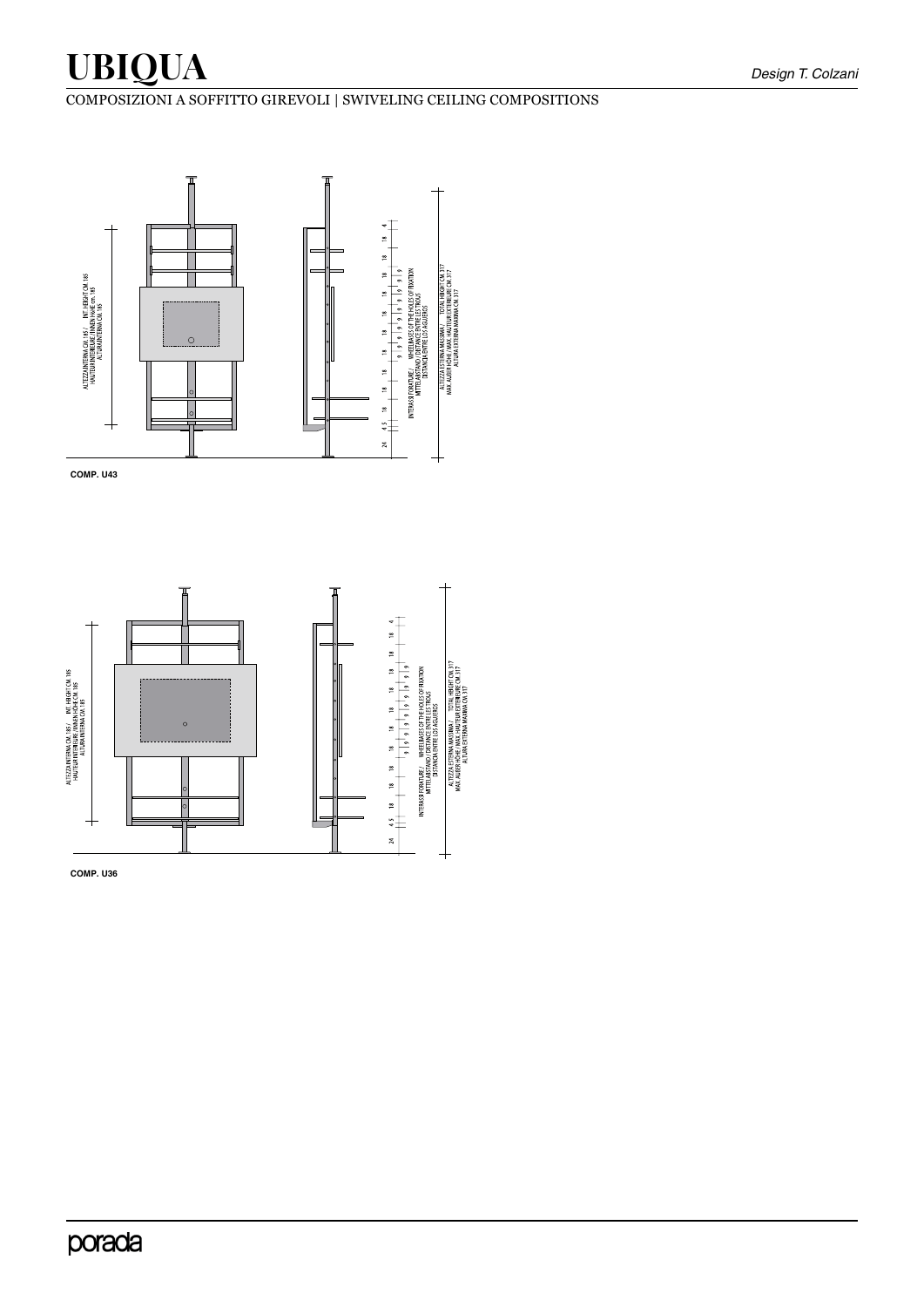# UBIQUA

*Design T. Colzani*

COMPOSIZIONI A SOFFITTO GIREVOLI | SWIVELING CEILING COMPOSITIONS

ALTEZZA INTERNA CM. 185 / INT. HEIGHT CM. 185
HAUTEUR INTERIEURE / INNEN HöHE cm. 185
ALTURA INTERNA CM. 185

INTERASSI FORATURE / WHEELBASES OF THE HOLES OF FIXATION
MITTELABSTAND / DISTANCE ENTRE LES TROUS
DISTANCIA ENTRE LOS AGUJEROS

ALTEZZA ESTERNA MASSIMA / TOTAL HEIGHT CM. 317
MAX. AUßER HöHE / MAX. HAUTEUR EXTERIEURE CM. 317
ALTURA EXTERNA MAXIMA CM. 317

**COMP. U43**

ALTEZZA INTERNA CM. 185 / INT. HEIGHT CM. 185
HAUTEUR INTERIEURE / INNEN HöHE CM. 185
ALTURA INTERNA CM. 185

INTERASSI FORATURE / WHEELBASES OF THE HOLES OF FIXATION
MITTELABSTAND / DISTANCE ENTRE LES TROUS
DISTANCIA ENTRE LOS AGUJEROS

ALTEZZA ESTERNA MASSIMA / TOTAL HEIGHT CM. 317
MAX. AUßER HöHE / MAX. HAUTEUR EXTERIEURE CM. 317
ALTURA EXTERNA MAXIMA CM. 317

**COMP. U36**

porada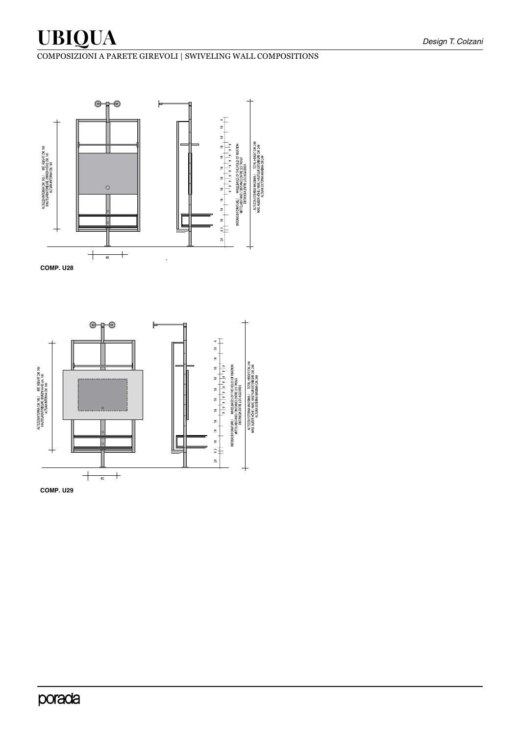# UBIQUA

*Design T. Colzani*

COMPOSIZIONI A PARETE GIREVOLI | SWIVELING WALL COMPOSITIONS

ALTEZZA INTERNA CM. 185 / INT. HEIGHT CM. 185
HAUTEUR INTERIEURE / INNENHÖHE CM. 185
ALTURA INTERNA CM. 185

INTERASSI FORATURE / WHEELBASES OF THE HOLES OF FIXATION
MITTELABSTAND / DISTANCE ENTRE LES TROUS
DISTANCIA ENTRE LOS AGUJEROS

ALTEZZA ESTERNA MASSIMA / TOTAL HEIGHT CM. 248
MAX. AUSSEN HÖHE / MAX. HAUTEUR EXTERIEURE CM. 248
ALTURA EXTERNA MAXIMA CM. 248

40

**COMP. U28**

ALTEZZA INTERNA CM. 185 / INT. HEIGHT CM. 185
HAUTEUR INTERIEURE / INNENHÖHE cm. 185
ALTURA INTERNA CM. 185

INTERASSI FORATURE / WHEELBASES OF THE HOLES OF FIXATION
MITTELABSTAND / DISTANCE ENTRE LES TROUS
DISTANCIA ENTRE LOS AGUJEROS

ALTEZZA ESTERNA MASSIMA / TOTAL HEIGHT CM. 248
MAX. AUSSEN HÖHE / MAX. HAUTEUR EXTERIEURE CM. 248
ALTURA EXTERNA MAXIMA CM. 248

40

**COMP. U29**

porada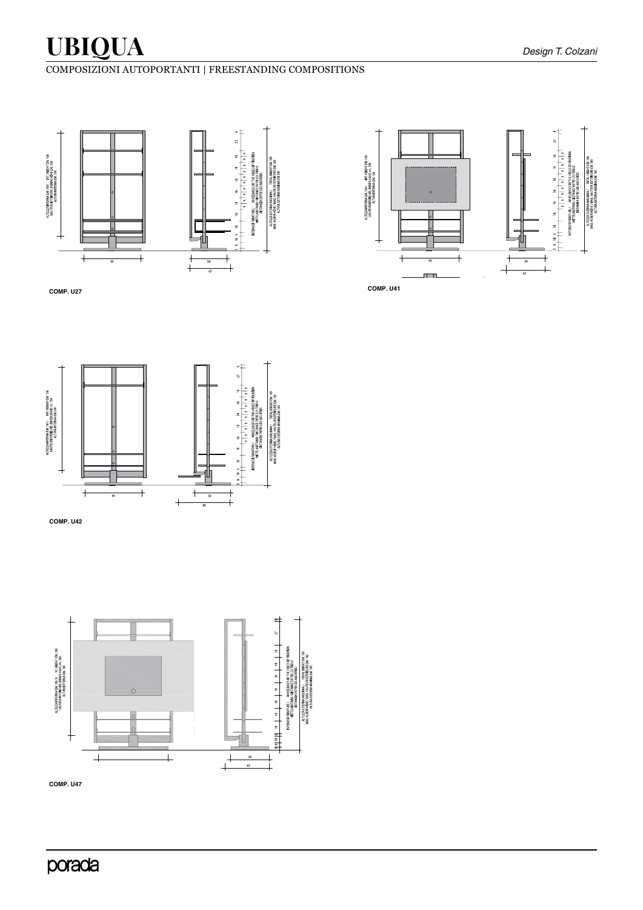# UBIQUA

*Design T. Colzani*

COMPOSIZIONI AUTOPORTANTI | FREESTANDING COMPOSITIONS

**COMP. U27**

**COMP. U41**

**COMP. U42**

**COMP. U47**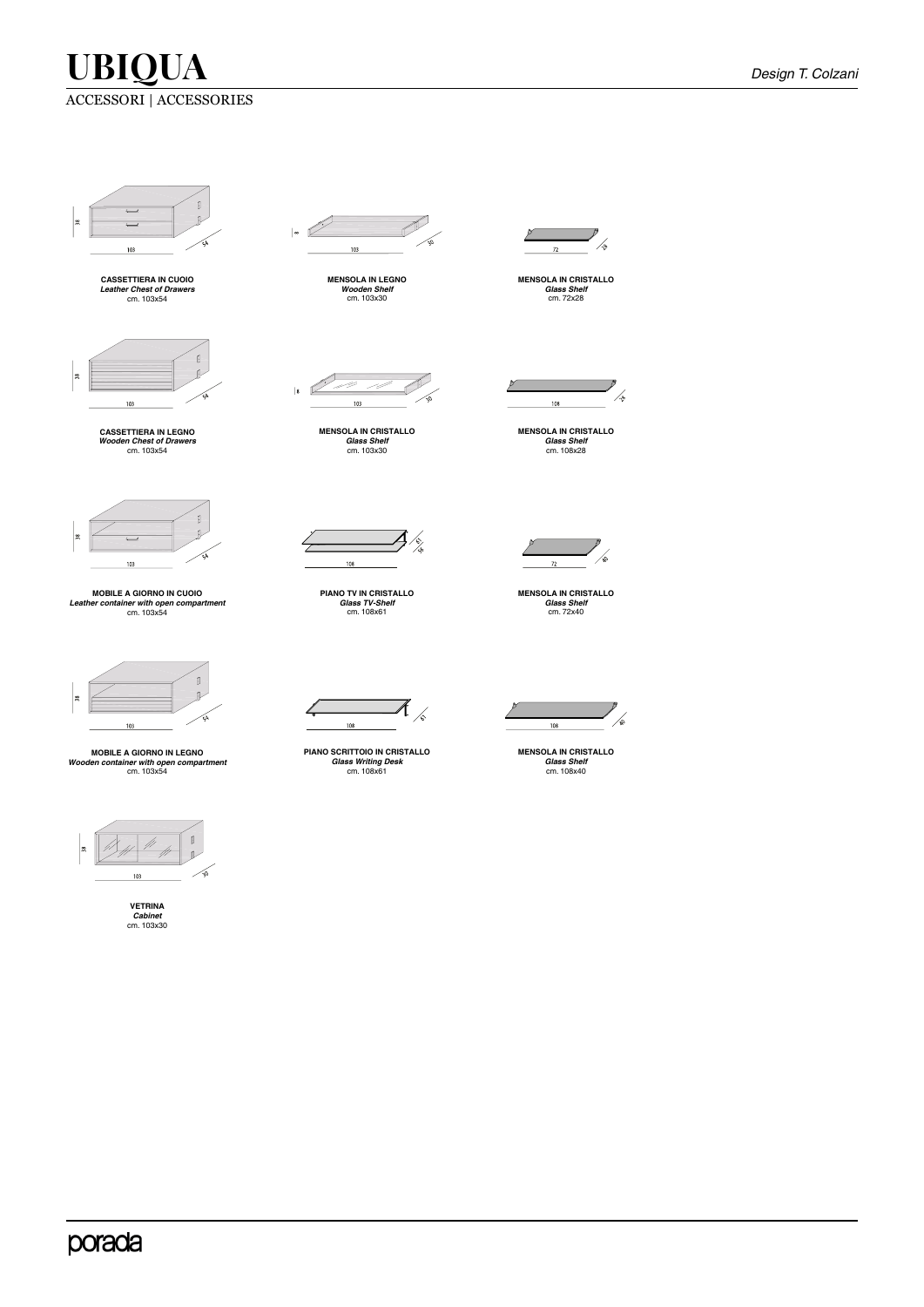# UBIQUA

Design T. Colzani

ACCESSORI | ACCESSORIES

**CASSETTIERA IN CUOIO**
***Leather Chest of Drawers***
cm. 103x54

**MENSOLA IN LEGNO**
***Wooden Shelf***
cm. 103x30

**MENSOLA IN CRISTALLO**
***Glass Shelf***
cm. 72x28

**CASSETTIERA IN LEGNO**
***Wooden Chest of Drawers***
cm. 103x54

**MENSOLA IN CRISTALLO**
***Glass Shelf***
cm. 103x30

**MENSOLA IN CRISTALLO**
***Glass Shelf***
cm. 108x28

**MOBILE A GIORNO IN CUOIO**
***Leather container with open compartment***
cm. 103x54

**PIANO TV IN CRISTALLO**
***Glass TV-Shelf***
cm. 108x61

**MENSOLA IN CRISTALLO**
***Glass Shelf***
cm. 72x40

**MOBILE A GIORNO IN LEGNO**
***Wooden container with open compartment***
cm. 103x54

**PIANO SCRITTOIO IN CRISTALLO**
***Glass Writing Desk***
cm. 108x61

**MENSOLA IN CRISTALLO**
***Glass Shelf***
cm. 108x40

**VETRINA**
***Cabinet***
cm. 103x30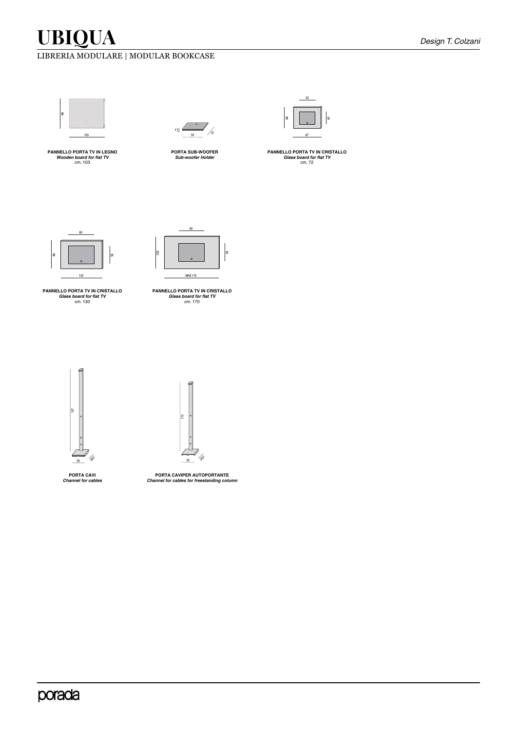# UBIQUA

*Design T. Colzani*

LIBRERIA MODULARE | MODULAR BOOKCASE

**PANNELLO PORTA TV IN LEGNO**
***Wooden board for flat TV***
cm. 103

**PORTA SUB-WOOFER**
***Sub-woofer Holder***

**PANNELLO PORTA TV IN CRISTALLO**
***Glass board for flat TV***
cm. 72

**PANNELLO PORTA TV IN CRISTALLO**
***Glass board for flat TV***
cm. 130

**PANNELLO PORTA TV IN CRISTALLO**
***Glass board for flat TV***
cm. 170

**PORTA CAVI**
***Channel for cables***

**PORTA CAVIPER AUTOPORTANTE**
***Channel for cables for freestanding column***

porada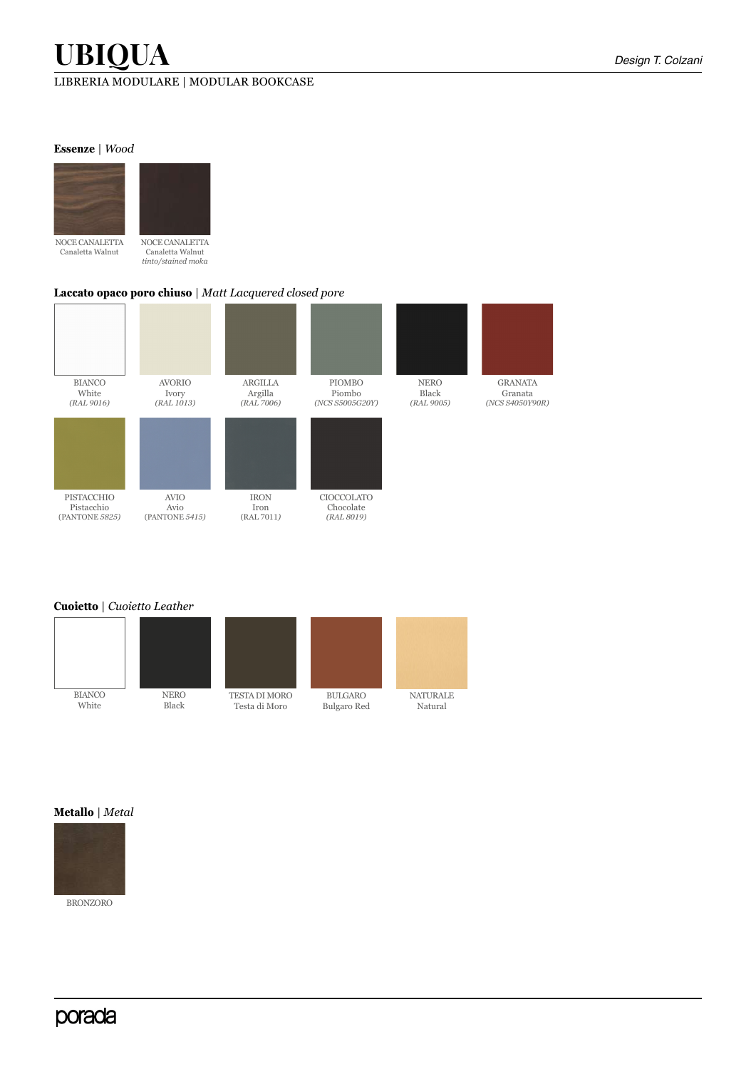# UBIQUA

Design T. Colzani

LIBRERIA MODULARE | MODULAR BOOKCASE

**Essenze** | *Wood*

NOCE CANALETTA
Canaletta Walnut

NOCE CANALETTA
Canaletta Walnut
*tinto/stained moka*

**Laccato opaco poro chiuso** | *Matt Lacquered closed pore*

BIANCO
White
*(RAL 9016)*

AVORIO
Ivory
*(RAL 1013)*

ARGILLA
Argilla
*(RAL 7006)*

PIOMBO
Piombo
*(NCS S5005G20Y)*

NERO
Black
*(RAL 9005)*

GRANATA
Granata
*(NCS S4050Y90R)*

PISTACCHIO
Pistacchio
(PANTONE *5825*)

AVIO
Avio
(PANTONE *5415*)

IRON
Iron
(RAL 7011*)*

CIOCCOLATO
Chocolate
*(RAL 8019)*

**Cuoietto** | *Cuoietto Leather*

BIANCO
White

NERO
Black

TESTA DI MORO
Testa di Moro

BULGARO
Bulgaro Red

NATURALE
Natural

**Metallo** | *Metal*

BRONZORO

porada